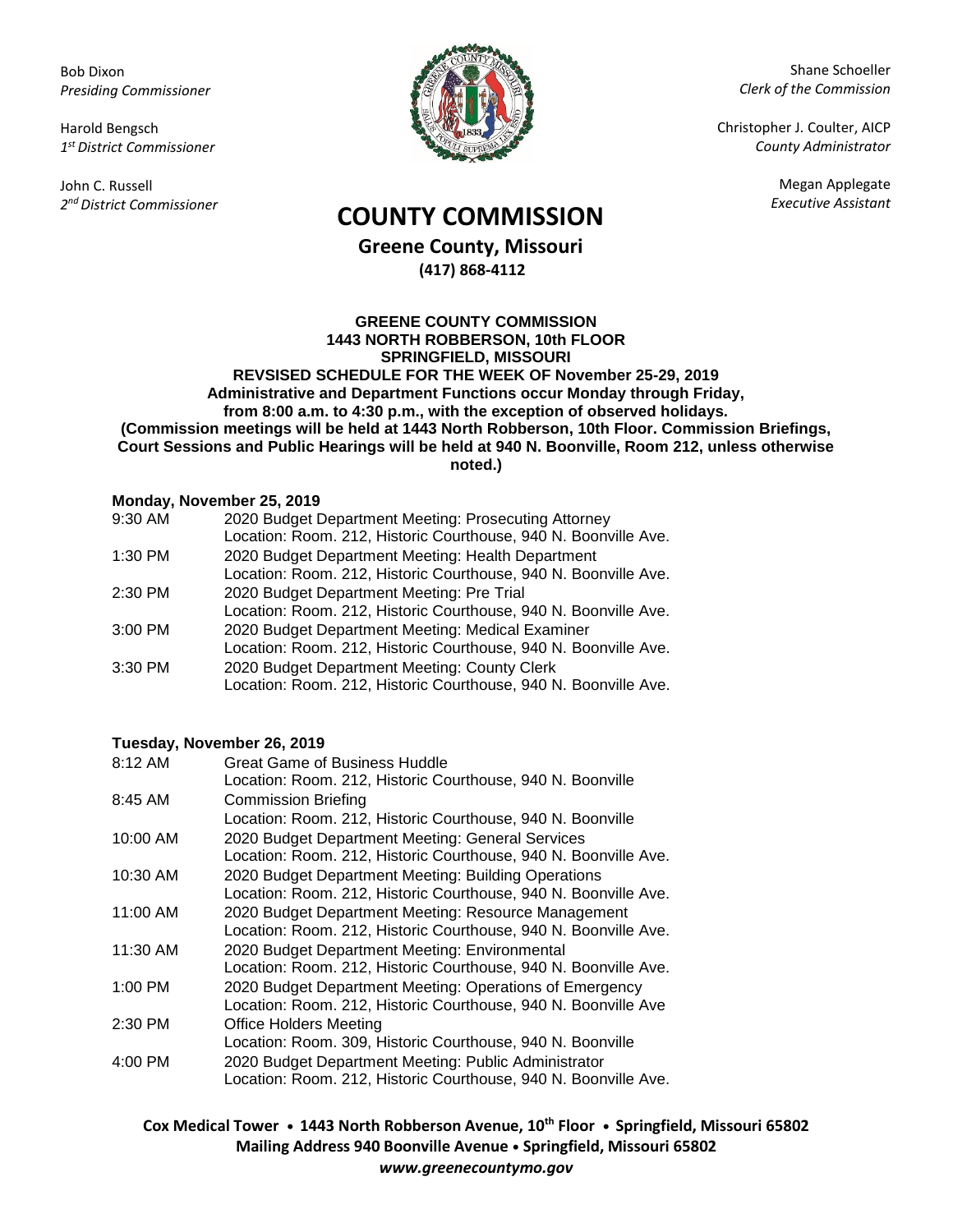Bob Dixon
*Presiding Commissioner*

Harold Bengsch
*1st District Commissioner*

John C. Russell
*2nd District Commissioner*

Shane Schoeller
*Clerk of the Commission*

Christopher J. Coulter, AICP
*County Administrator*

Megan Applegate
*Executive Assistant*

# COUNTY COMMISSION

**Greene County, Missouri**
**(417) 868-4112**

**GREENE COUNTY COMMISSION**
**1443 NORTH ROBBERSON, 10th FLOOR**
**SPRINGFIELD, MISSOURI**
**REVSISED SCHEDULE FOR THE WEEK OF November 25-29, 2019**
**Administrative and Department Functions occur Monday through Friday, from 8:00 a.m. to 4:30 p.m., with the exception of observed holidays.**
**(Commission meetings will be held at 1443 North Robberson, 10th Floor. Commission Briefings, Court Sessions and Public Hearings will be held at 940 N. Boonville, Room 212, unless otherwise noted.)**

**Monday, November 25, 2019**

| | |
|---|---|
| 9:30 AM | 2020 Budget Department Meeting: Prosecuting Attorney<br>Location: Room. 212, Historic Courthouse, 940 N. Boonville Ave. |
| 1:30 PM | 2020 Budget Department Meeting: Health Department<br>Location: Room. 212, Historic Courthouse, 940 N. Boonville Ave. |
| 2:30 PM | 2020 Budget Department Meeting: Pre Trial<br>Location: Room. 212, Historic Courthouse, 940 N. Boonville Ave. |
| 3:00 PM | 2020 Budget Department Meeting: Medical Examiner<br>Location: Room. 212, Historic Courthouse, 940 N. Boonville Ave. |
| 3:30 PM | 2020 Budget Department Meeting: County Clerk<br>Location: Room. 212, Historic Courthouse, 940 N. Boonville Ave. |

**Tuesday, November 26, 2019**

| | |
|---|---|
| 8:12 AM | Great Game of Business Huddle<br>Location: Room. 212, Historic Courthouse, 940 N. Boonville |
| 8:45 AM | Commission Briefing<br>Location: Room. 212, Historic Courthouse, 940 N. Boonville |
| 10:00 AM | 2020 Budget Department Meeting: General Services<br>Location: Room. 212, Historic Courthouse, 940 N. Boonville Ave. |
| 10:30 AM | 2020 Budget Department Meeting: Building Operations<br>Location: Room. 212, Historic Courthouse, 940 N. Boonville Ave. |
| 11:00 AM | 2020 Budget Department Meeting: Resource Management<br>Location: Room. 212, Historic Courthouse, 940 N. Boonville Ave. |
| 11:30 AM | 2020 Budget Department Meeting: Environmental<br>Location: Room. 212, Historic Courthouse, 940 N. Boonville Ave. |
| 1:00 PM | 2020 Budget Department Meeting: Operations of Emergency<br>Location: Room. 212, Historic Courthouse, 940 N. Boonville Ave |
| 2:30 PM | Office Holders Meeting<br>Location: Room. 309, Historic Courthouse, 940 N. Boonville |
| 4:00 PM | 2020 Budget Department Meeting: Public Administrator<br>Location: Room. 212, Historic Courthouse, 940 N. Boonville Ave. |

**Cox Medical Tower • 1443 North Robberson Avenue, 10th Floor • Springfield, Missouri 65802**
**Mailing Address 940 Boonville Avenue • Springfield, Missouri 65802**
***www.greenecountymo.gov***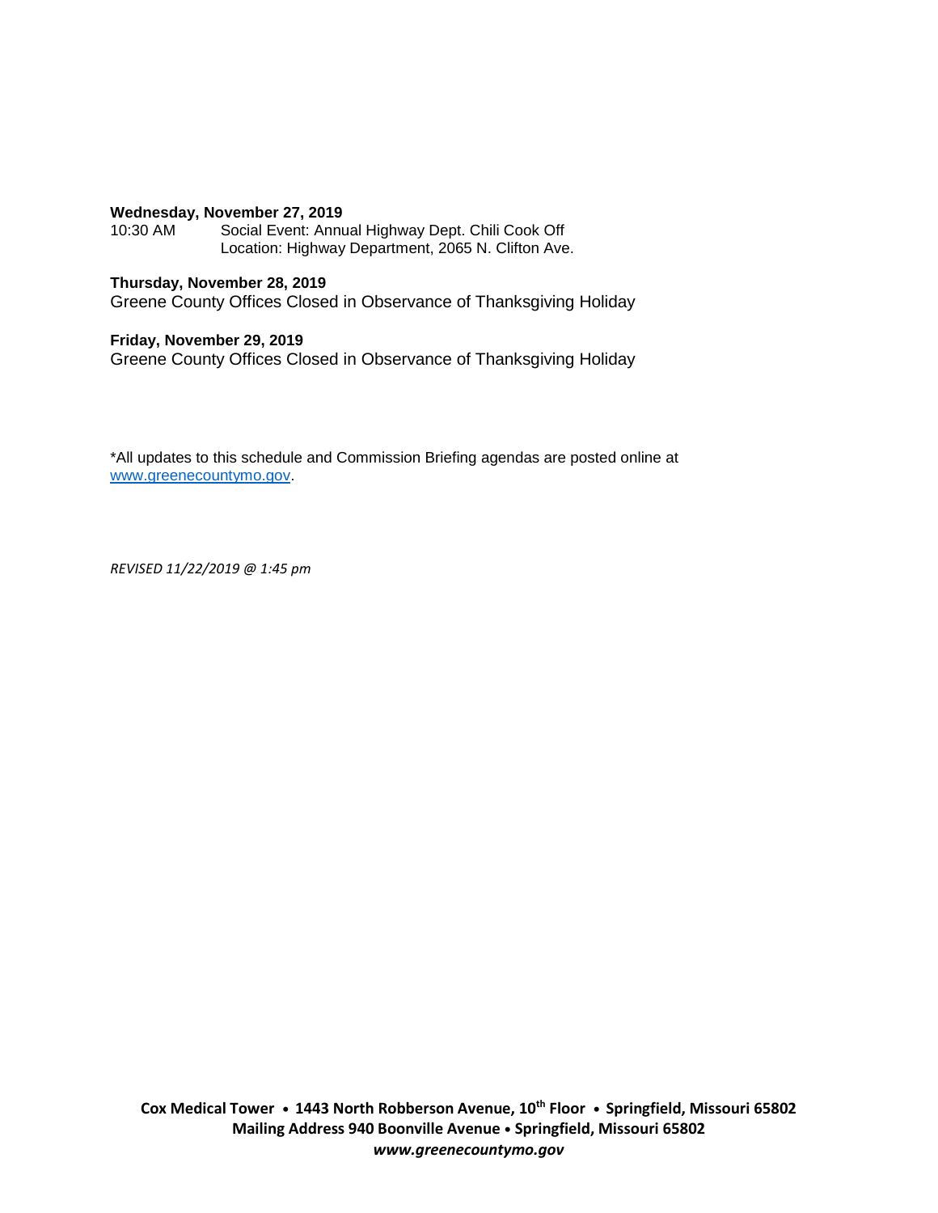**Wednesday, November 27, 2019**

10:30 AM Social Event: Annual Highway Dept. Chili Cook Off
Location: Highway Department, 2065 N. Clifton Ave.

**Thursday, November 28, 2019**

Greene County Offices Closed in Observance of Thanksgiving Holiday

**Friday, November 29, 2019**

Greene County Offices Closed in Observance of Thanksgiving Holiday

*All updates to this schedule and Commission Briefing agendas are posted online at www.greenecountymo.gov.

*REVISED 11/22/2019 @ 1:45 pm*

**Cox Medical Tower • 1443 North Robberson Avenue, 10th Floor • Springfield, Missouri 65802**
**Mailing Address 940 Boonville Avenue • Springfield, Missouri 65802**
***www.greenecountymo.gov***